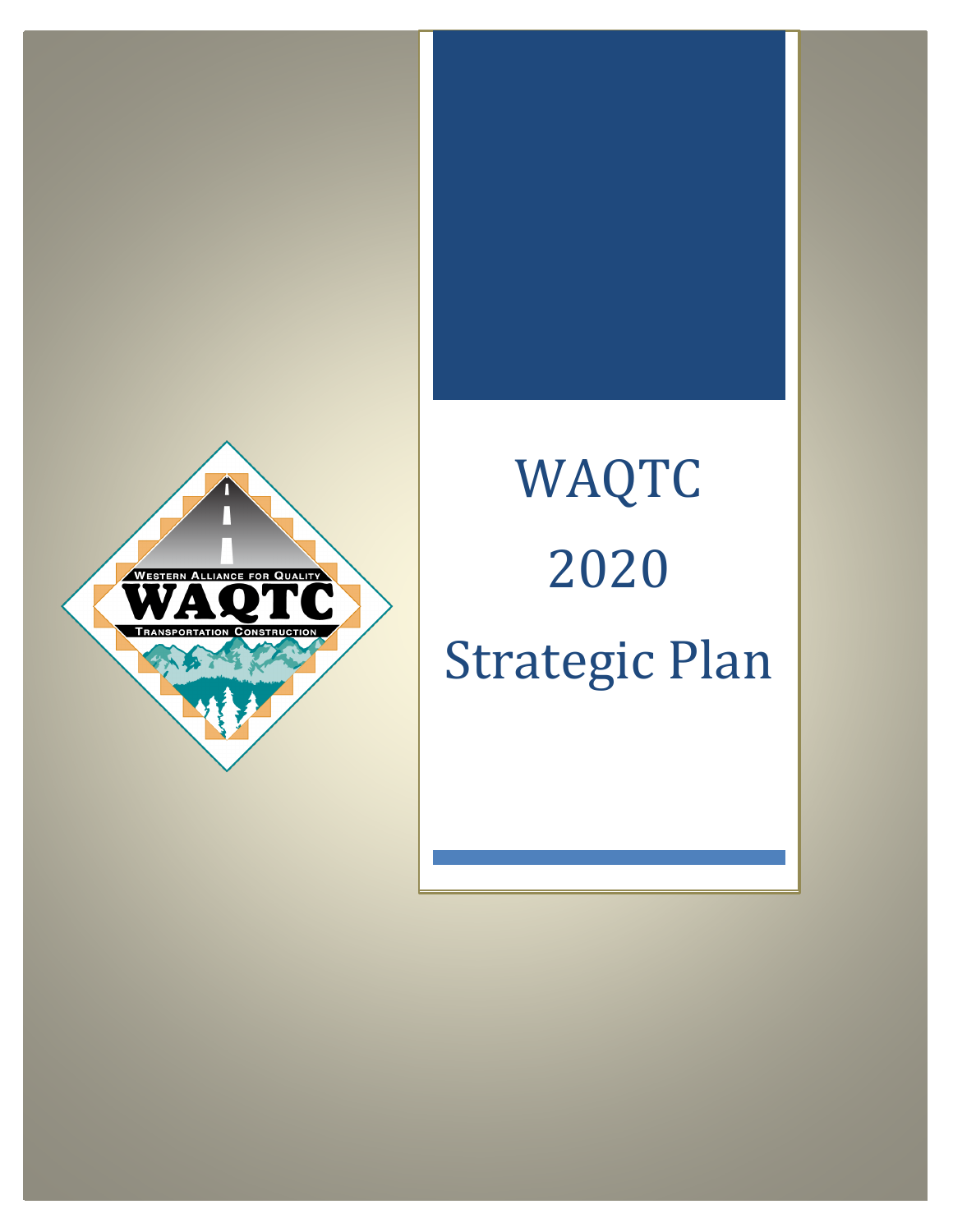# WAQTC 2020 Strategic Plan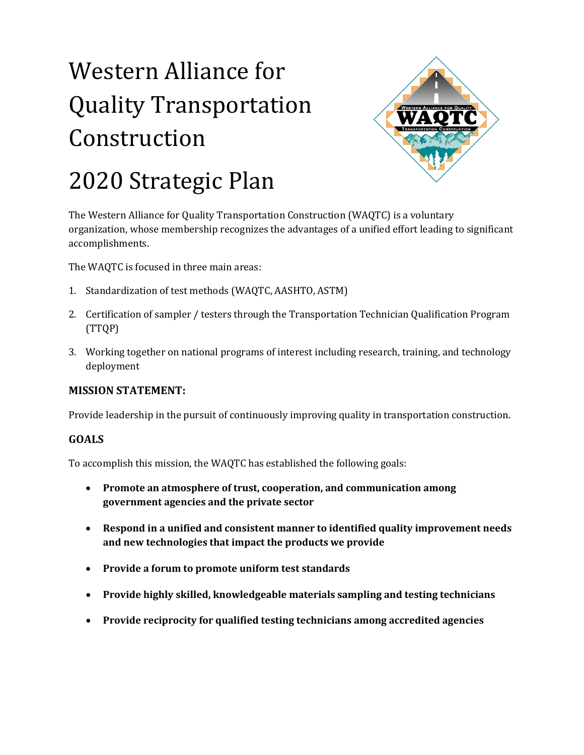# Western Alliance for Quality Transportation Construction

# 2020 Strategic Plan

The Western Alliance for Quality Transportation Construction (WAQTC) is a voluntary organization, whose membership recognizes the advantages of a unified effort leading to significant accomplishments.

The WAQTC is focused in three main areas:

1. Standardization of test methods (WAQTC, AASHTO, ASTM)
2. Certification of sampler / testers through the Transportation Technician Qualification Program (TTQP)
3. Working together on national programs of interest including research, training, and technology deployment

### MISSION STATEMENT:

Provide leadership in the pursuit of continuously improving quality in transportation construction.

### GOALS

To accomplish this mission, the WAQTC has established the following goals:

- **Promote an atmosphere of trust, cooperation, and communication among government agencies and the private sector**
- **Respond in a unified and consistent manner to identified quality improvement needs and new technologies that impact the products we provide**
- **Provide a forum to promote uniform test standards**
- **Provide highly skilled, knowledgeable materials sampling and testing technicians**
- **Provide reciprocity for qualified testing technicians among accredited agencies**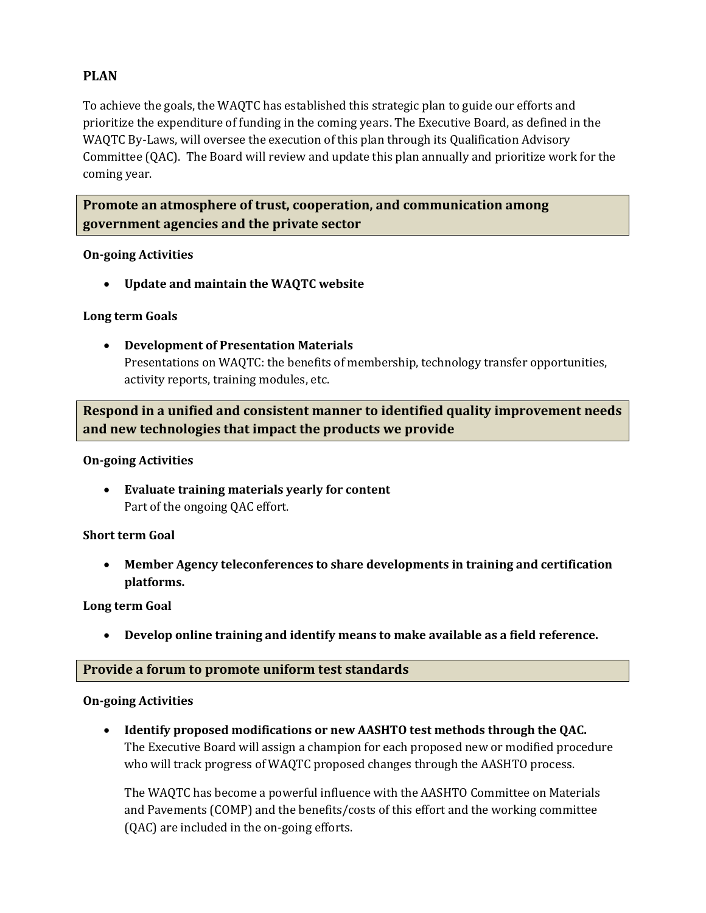## PLAN

To achieve the goals, the WAQTC has established this strategic plan to guide our efforts and prioritize the expenditure of funding in the coming years. The Executive Board, as defined in the WAQTC By-Laws, will oversee the execution of this plan through its Qualification Advisory Committee (QAC). The Board will review and update this plan annually and prioritize work for the coming year.

### Promote an atmosphere of trust, cooperation, and communication among government agencies and the private sector

**On-going Activities**

- **Update and maintain the WAQTC website**

**Long term Goals**

- **Development of Presentation Materials**
  Presentations on WAQTC: the benefits of membership, technology transfer opportunities, activity reports, training modules, etc.

### Respond in a unified and consistent manner to identified quality improvement needs and new technologies that impact the products we provide

**On-going Activities**

- **Evaluate training materials yearly for content**
  Part of the ongoing QAC effort.

**Short term Goal**

- **Member Agency teleconferences to share developments in training and certification platforms.**

**Long term Goal**

- **Develop online training and identify means to make available as a field reference.**

### Provide a forum to promote uniform test standards

**On-going Activities**

- **Identify proposed modifications or new AASHTO test methods through the QAC.**
  The Executive Board will assign a champion for each proposed new or modified procedure who will track progress of WAQTC proposed changes through the AASHTO process.

  The WAQTC has become a powerful influence with the AASHTO Committee on Materials and Pavements (COMP) and the benefits/costs of this effort and the working committee (QAC) are included in the on-going efforts.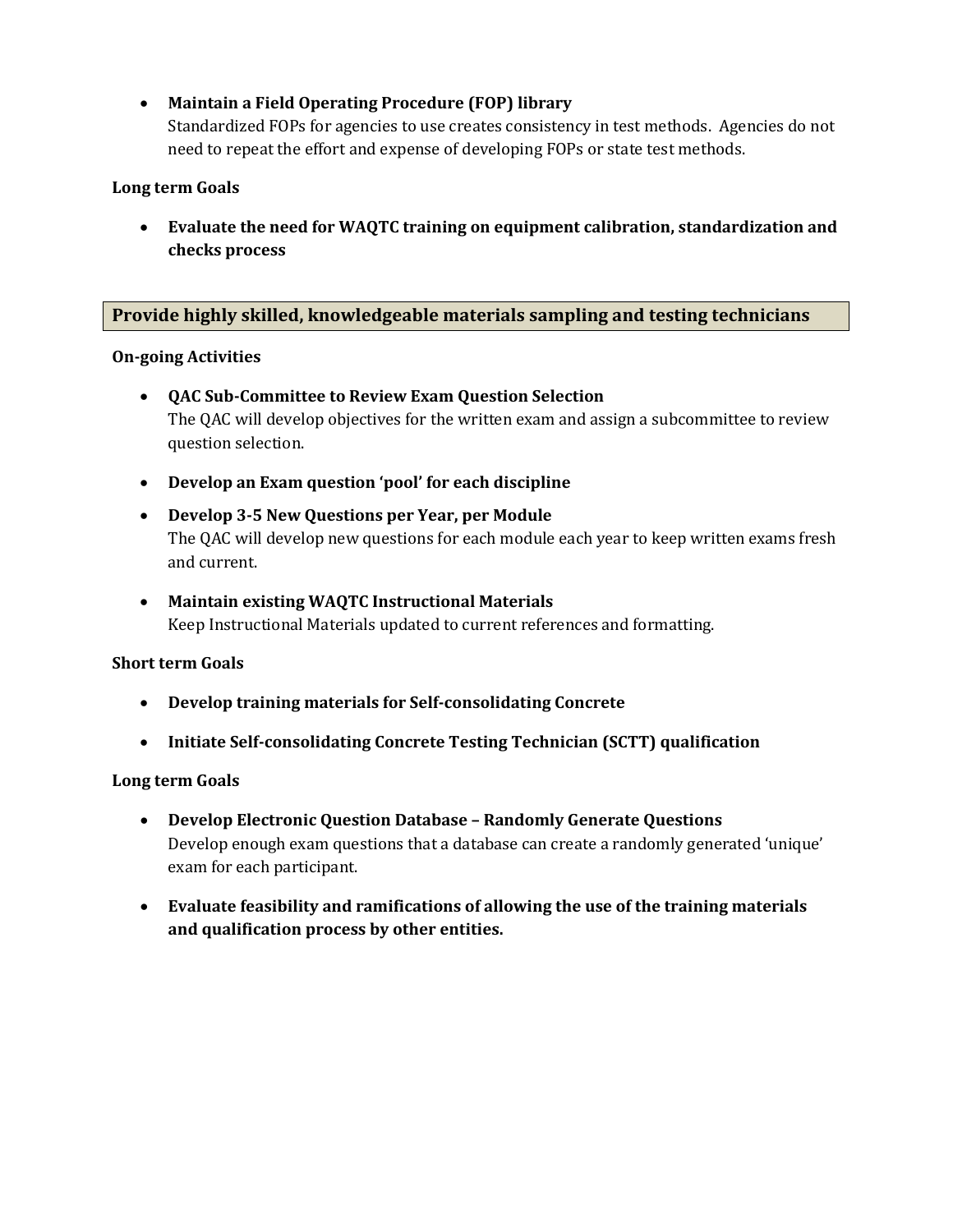- **Maintain a Field Operating Procedure (FOP) library**
  Standardized FOPs for agencies to use creates consistency in test methods. Agencies do not need to repeat the effort and expense of developing FOPs or state test methods.

**Long term Goals**

- **Evaluate the need for WAQTC training on equipment calibration, standardization and checks process**

## Provide highly skilled, knowledgeable materials sampling and testing technicians

**On-going Activities**

- **QAC Sub-Committee to Review Exam Question Selection**
  The QAC will develop objectives for the written exam and assign a subcommittee to review question selection.

- **Develop an Exam question 'pool' for each discipline**

- **Develop 3-5 New Questions per Year, per Module**
  The QAC will develop new questions for each module each year to keep written exams fresh and current.

- **Maintain existing WAQTC Instructional Materials**
  Keep Instructional Materials updated to current references and formatting.

**Short term Goals**

- **Develop training materials for Self-consolidating Concrete**

- **Initiate Self-consolidating Concrete Testing Technician (SCTT) qualification**

**Long term Goals**

- **Develop Electronic Question Database – Randomly Generate Questions**
  Develop enough exam questions that a database can create a randomly generated 'unique' exam for each participant.

- **Evaluate feasibility and ramifications of allowing the use of the training materials and qualification process by other entities.**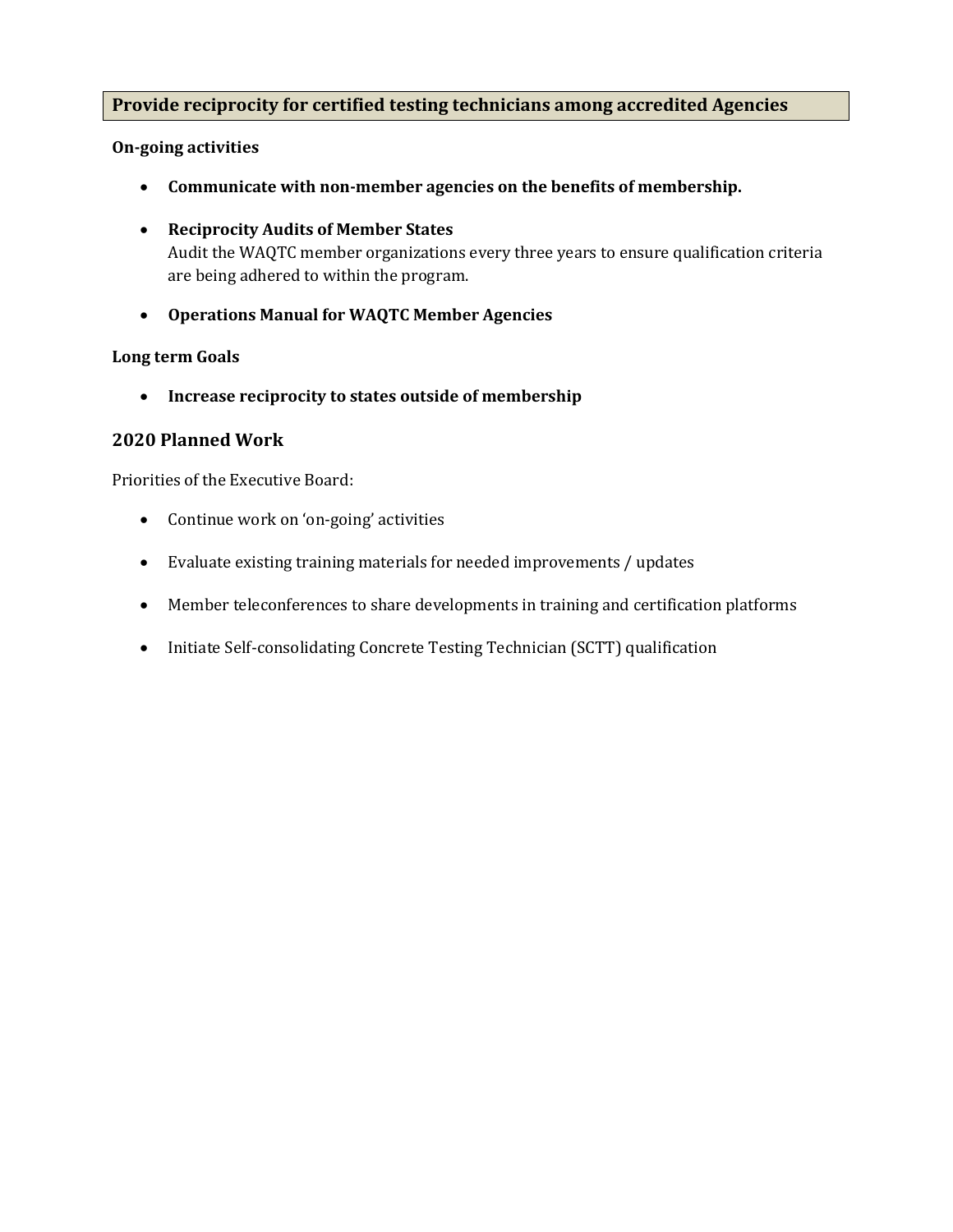## Provide reciprocity for certified testing technicians among accredited Agencies

**On-going activities**

- **Communicate with non-member agencies on the benefits of membership.**
- **Reciprocity Audits of Member States**
  Audit the WAQTC member organizations every three years to ensure qualification criteria are being adhered to within the program.
- **Operations Manual for WAQTC Member Agencies**

**Long term Goals**

- **Increase reciprocity to states outside of membership**

## 2020 Planned Work

Priorities of the Executive Board:

- Continue work on 'on-going' activities
- Evaluate existing training materials for needed improvements / updates
- Member teleconferences to share developments in training and certification platforms
- Initiate Self-consolidating Concrete Testing Technician (SCTT) qualification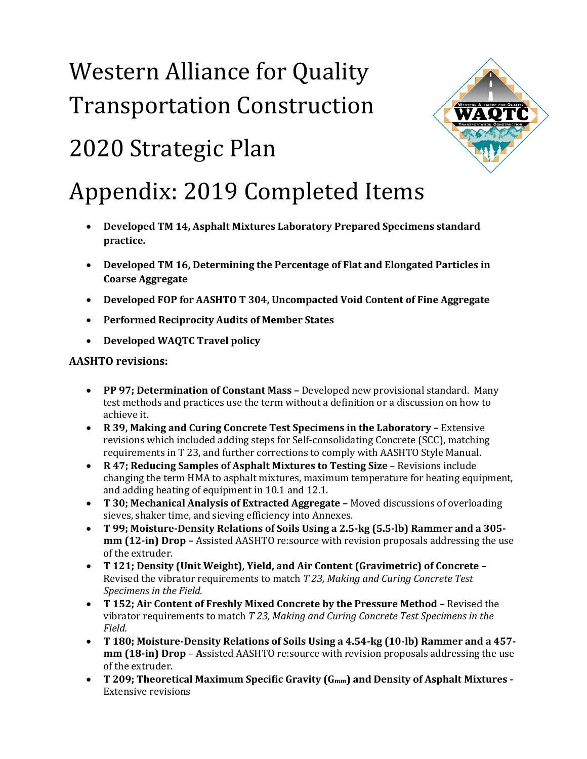# Western Alliance for Quality Transportation Construction

# 2020 Strategic Plan

# Appendix: 2019 Completed Items

- **Developed TM 14, Asphalt Mixtures Laboratory Prepared Specimens standard practice.**
- **Developed TM 16, Determining the Percentage of Flat and Elongated Particles in Coarse Aggregate**
- **Developed FOP for AASHTO T 304, Uncompacted Void Content of Fine Aggregate**
- **Performed Reciprocity Audits of Member States**
- **Developed WAQTC Travel policy**

**AASHTO revisions:**

- **PP 97; Determination of Constant Mass –** Developed new provisional standard. Many test methods and practices use the term without a definition or a discussion on how to achieve it.
- **R 39, Making and Curing Concrete Test Specimens in the Laboratory –** Extensive revisions which included adding steps for Self-consolidating Concrete (SCC), matching requirements in T 23, and further corrections to comply with AASHTO Style Manual.
- **R 47; Reducing Samples of Asphalt Mixtures to Testing Size** – Revisions include changing the term HMA to asphalt mixtures, maximum temperature for heating equipment, and adding heating of equipment in 10.1 and 12.1.
- **T 30; Mechanical Analysis of Extracted Aggregate –** Moved discussions of overloading sieves, shaker time, and sieving efficiency into Annexes.
- **T 99; Moisture-Density Relations of Soils Using a 2.5-kg (5.5-lb) Rammer and a 305-mm (12-in) Drop –** Assisted AASHTO re:source with revision proposals addressing the use of the extruder.
- **T 121; Density (Unit Weight), Yield, and Air Content (Gravimetric) of Concrete** – Revised the vibrator requirements to match *T 23, Making and Curing Concrete Test Specimens in the Field.*
- **T 152; Air Content of Freshly Mixed Concrete by the Pressure Method –** Revised the vibrator requirements to match *T 23, Making and Curing Concrete Test Specimens in the Field.*
- **T 180; Moisture-Density Relations of Soils Using a 4.54-kg (10-lb) Rammer and a 457-mm (18-in) Drop** – Assisted AASHTO re:source with revision proposals addressing the use of the extruder.
- **T 209; Theoretical Maximum Specific Gravity ($G_{mm}$) and Density of Asphalt Mixtures -** Extensive revisions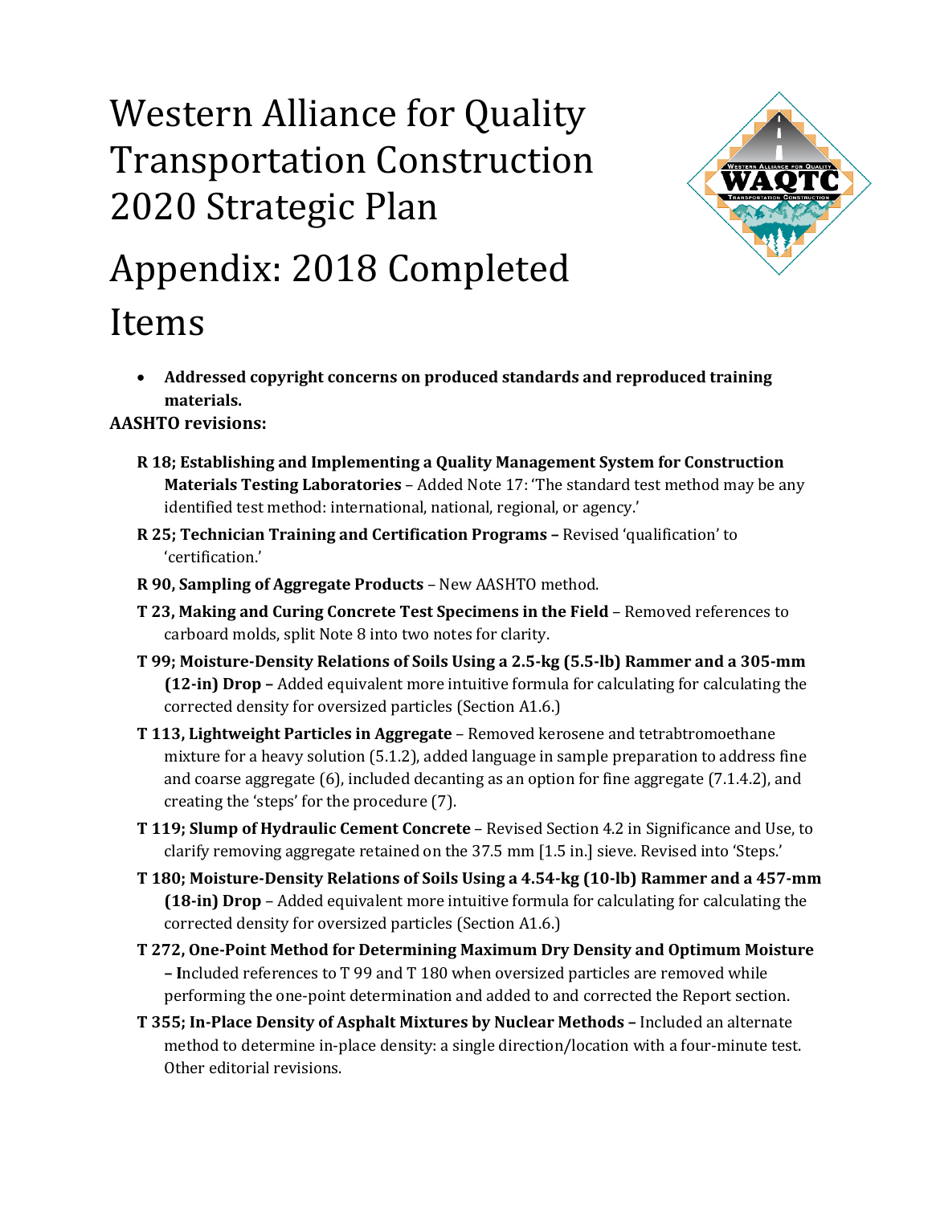# Western Alliance for Quality Transportation Construction 2020 Strategic Plan

# Appendix: 2018 Completed Items

- **Addressed copyright concerns on produced standards and reproduced training materials.**

**AASHTO revisions:**

**R 18; Establishing and Implementing a Quality Management System for Construction Materials Testing Laboratories** – Added Note 17: 'The standard test method may be any identified test method: international, national, regional, or agency.'

**R 25; Technician Training and Certification Programs –** Revised 'qualification' to 'certification.'

**R 90, Sampling of Aggregate Products** – New AASHTO method.

**T 23, Making and Curing Concrete Test Specimens in the Field** – Removed references to carboard molds, split Note 8 into two notes for clarity.

**T 99; Moisture-Density Relations of Soils Using a 2.5-kg (5.5-lb) Rammer and a 305-mm (12-in) Drop –** Added equivalent more intuitive formula for calculating for calculating the corrected density for oversized particles (Section A1.6.)

**T 113, Lightweight Particles in Aggregate** – Removed kerosene and tetrabtromoethane mixture for a heavy solution (5.1.2), added language in sample preparation to address fine and coarse aggregate (6), included decanting as an option for fine aggregate (7.1.4.2), and creating the 'steps' for the procedure (7).

**T 119; Slump of Hydraulic Cement Concrete** – Revised Section 4.2 in Significance and Use, to clarify removing aggregate retained on the 37.5 mm [1.5 in.] sieve. Revised into 'Steps.'

**T 180; Moisture-Density Relations of Soils Using a 4.54-kg (10-lb) Rammer and a 457-mm (18-in) Drop** – Added equivalent more intuitive formula for calculating for calculating the corrected density for oversized particles (Section A1.6.)

**T 272, One-Point Method for Determining Maximum Dry Density and Optimum Moisture – I**ncluded references to T 99 and T 180 when oversized particles are removed while performing the one-point determination and added to and corrected the Report section.

**T 355; In-Place Density of Asphalt Mixtures by Nuclear Methods –** Included an alternate method to determine in-place density: a single direction/location with a four-minute test. Other editorial revisions.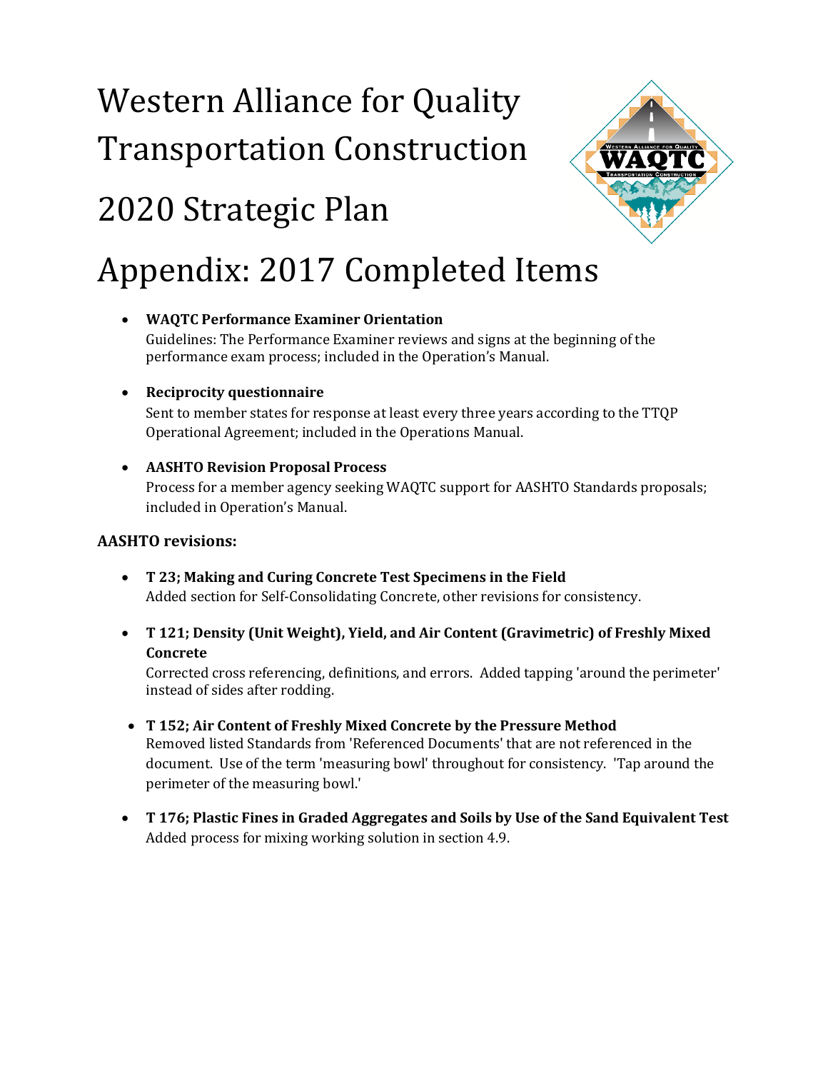# Western Alliance for Quality Transportation Construction

# 2020 Strategic Plan

# Appendix: 2017 Completed Items

- **WAQTC Performance Examiner Orientation**
  Guidelines: The Performance Examiner reviews and signs at the beginning of the performance exam process; included in the Operation's Manual.

- **Reciprocity questionnaire**
  Sent to member states for response at least every three years according to the TTQP Operational Agreement; included in the Operations Manual.

- **AASHTO Revision Proposal Process**
  Process for a member agency seeking WAQTC support for AASHTO Standards proposals; included in Operation's Manual.

**AASHTO revisions:**

- **T 23; Making and Curing Concrete Test Specimens in the Field**
  Added section for Self-Consolidating Concrete, other revisions for consistency.

- **T 121; Density (Unit Weight), Yield, and Air Content (Gravimetric) of Freshly Mixed Concrete**
  Corrected cross referencing, definitions, and errors. Added tapping 'around the perimeter' instead of sides after rodding.

- **T 152; Air Content of Freshly Mixed Concrete by the Pressure Method**
  Removed listed Standards from 'Referenced Documents' that are not referenced in the document. Use of the term 'measuring bowl' throughout for consistency. 'Tap around the perimeter of the measuring bowl.'

- **T 176; Plastic Fines in Graded Aggregates and Soils by Use of the Sand Equivalent Test**
  Added process for mixing working solution in section 4.9.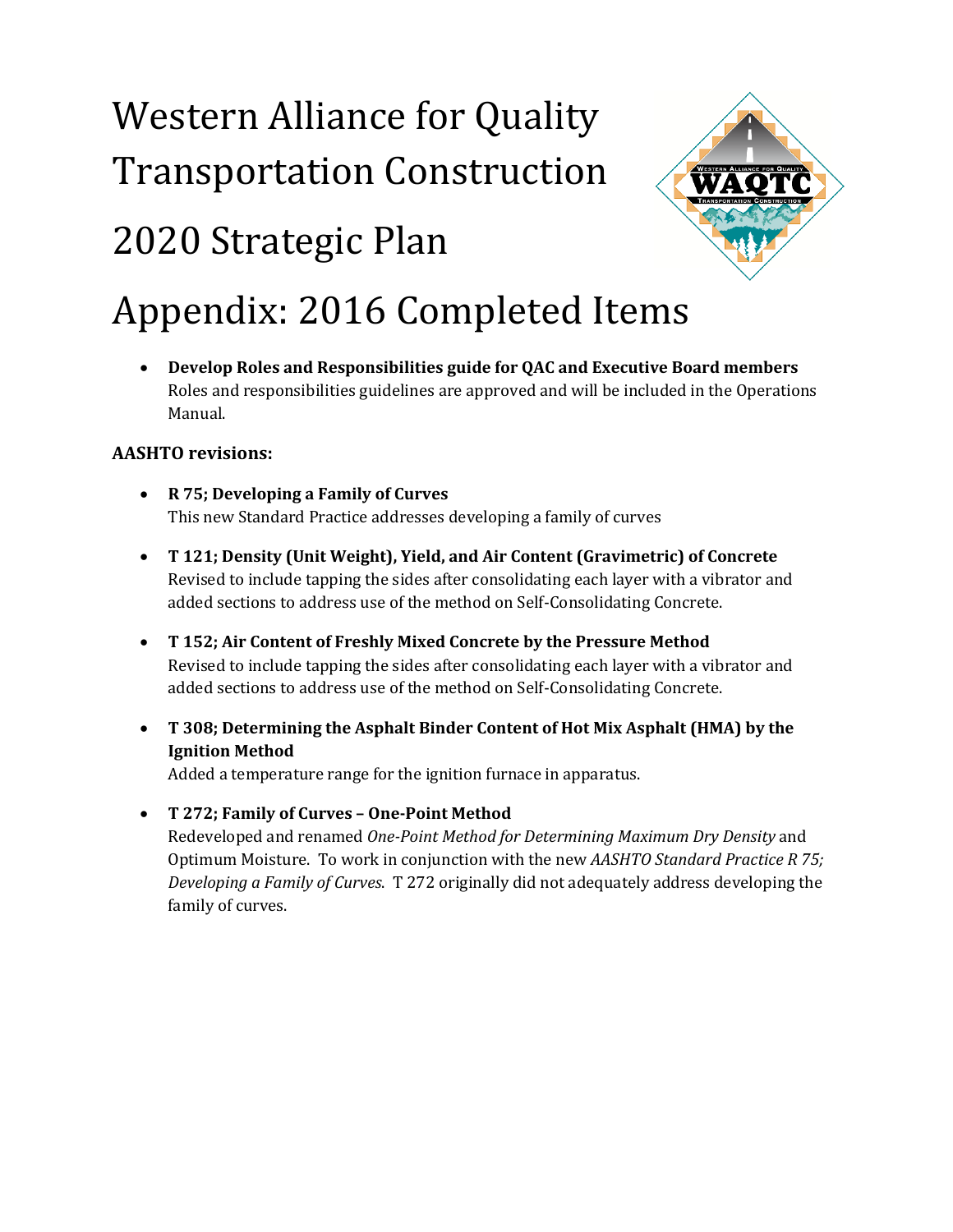# Western Alliance for Quality Transportation Construction

# 2020 Strategic Plan

# Appendix: 2016 Completed Items

- **Develop Roles and Responsibilities guide for QAC and Executive Board members**
  Roles and responsibilities guidelines are approved and will be included in the Operations Manual.

**AASHTO revisions:**

- **R 75; Developing a Family of Curves**
  This new Standard Practice addresses developing a family of curves

- **T 121; Density (Unit Weight), Yield, and Air Content (Gravimetric) of Concrete**
  Revised to include tapping the sides after consolidating each layer with a vibrator and added sections to address use of the method on Self-Consolidating Concrete.

- **T 152; Air Content of Freshly Mixed Concrete by the Pressure Method**
  Revised to include tapping the sides after consolidating each layer with a vibrator and added sections to address use of the method on Self-Consolidating Concrete.

- **T 308; Determining the Asphalt Binder Content of Hot Mix Asphalt (HMA) by the Ignition Method**
  Added a temperature range for the ignition furnace in apparatus.

- **T 272; Family of Curves – One-Point Method**
  Redeveloped and renamed *One-Point Method for Determining Maximum Dry Density* and Optimum Moisture. To work in conjunction with the new *AASHTO Standard Practice R 75; Developing a Family of Curves*. T 272 originally did not adequately address developing the family of curves.